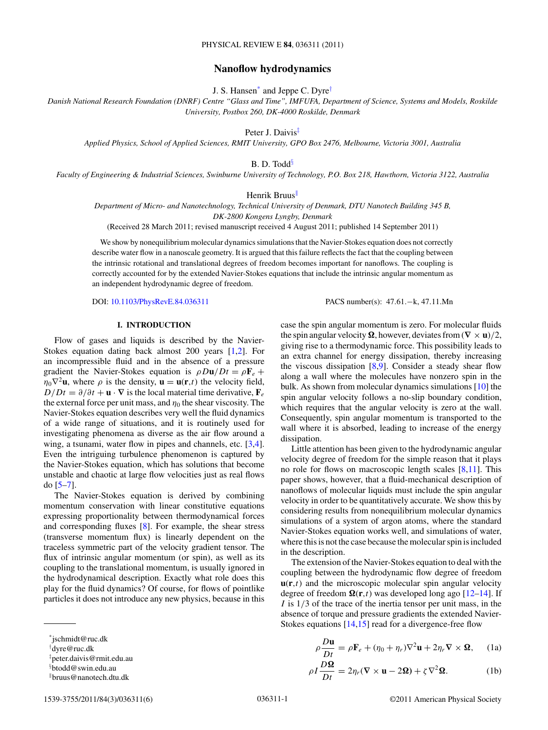# Nanoflow hydrodynamics

J. S. Hansen[*] and Jeppe C. Dyre[†]

*Danish National Research Foundation (DNRF) Centre "Glass and Time", IMFUFA, Department of Science, Systems and Models, Roskilde University, Postbox 260, DK-4000 Roskilde, Denmark*

Peter J. Daivis[‡]

*Applied Physics, School of Applied Sciences, RMIT University, GPO Box 2476, Melbourne, Victoria 3001, Australia*

B. D. Todd[§]

*Faculty of Engineering & Industrial Sciences, Swinburne University of Technology, P.O. Box 218, Hawthorn, Victoria 3122, Australia*

Henrik Bruus[‖]

*Department of Micro- and Nanotechnology, Technical University of Denmark, DTU Nanotech Building 345 B, DK-2800 Kongens Lyngby, Denmark*

(Received 28 March 2011; revised manuscript received 4 August 2011; published 14 September 2011)

We show by nonequilibrium molecular dynamics simulations that the Navier-Stokes equation does not correctly describe water flow in a nanoscale geometry. It is argued that this failure reflects the fact that the coupling between the intrinsic rotational and translational degrees of freedom becomes important for nanoflows. The coupling is correctly accounted for by the extended Navier-Stokes equations that include the intrinsic angular momentum as an independent hydrodynamic degree of freedom.

DOI: 10.1103/PhysRevE.84.036311 PACS number(s): 47.61.−k, 47.11.Mn

## I. INTRODUCTION

Flow of gases and liquids is described by the Navier-Stokes equation dating back almost 200 years [1,2]. For an incompressible fluid and in the absence of a pressure gradient the Navier-Stokes equation is $\rho D\mathbf{u}/Dt = \rho\mathbf{F}_e + \eta_0\nabla^2\mathbf{u}$, where $\rho$ is the density, $\mathbf{u} = \mathbf{u}(\mathbf{r},t)$ the velocity field, $D/Dt = \partial/\partial t + \mathbf{u}\cdot\nabla$ is the local material time derivative, $\mathbf{F}_e$ the external force per unit mass, and $\eta_0$ the shear viscosity. The Navier-Stokes equation describes very well the fluid dynamics of a wide range of situations, and it is routinely used for investigating phenomena as diverse as the air flow around a wing, a tsunami, water flow in pipes and channels, etc. [3,4]. Even the intriguing turbulence phenomenon is captured by the Navier-Stokes equation, which has solutions that become unstable and chaotic at large flow velocities just as real flows do [5–7].

The Navier-Stokes equation is derived by combining momentum conservation with linear constitutive equations expressing proportionality between thermodynamical forces and corresponding fluxes [8]. For example, the shear stress (transverse momentum flux) is linearly dependent on the traceless symmetric part of the velocity gradient tensor. The flux of intrinsic angular momentum (or spin), as well as its coupling to the translational momentum, is usually ignored in the hydrodynamical description. Exactly what role does this play for the fluid dynamics? Of course, for flows of pointlike particles it does not introduce any new physics, because in this case the spin angular momentum is zero. For molecular fluids the spin angular velocity $\mathbf{\Omega}$, however, deviates from $(\nabla\times\mathbf{u})/2$, giving rise to a thermodynamic force. This possibility leads to an extra channel for energy dissipation, thereby increasing the viscous dissipation [8,9]. Consider a steady shear flow along a wall where the molecules have nonzero spin in the bulk. As shown from molecular dynamics simulations [10] the spin angular velocity follows a no-slip boundary condition, which requires that the angular velocity is zero at the wall. Consequently, spin angular momentum is transported to the wall where it is absorbed, leading to increase of the energy dissipation.

Little attention has been given to the hydrodynamic angular velocity degree of freedom for the simple reason that it plays no role for flows on macroscopic length scales [8,11]. This paper shows, however, that a fluid-mechanical description of nanoflows of molecular liquids must include the spin angular velocity in order to be quantitatively accurate. We show this by considering results from nonequilibrium molecular dynamics simulations of a system of argon atoms, where the standard Navier-Stokes equation works well, and simulations of water, where this is not the case because the molecular spin is included in the description.

The extension of the Navier-Stokes equation to deal with the coupling between the hydrodynamic flow degree of freedom $\mathbf{u}(\mathbf{r},t)$ and the microscopic molecular spin angular velocity degree of freedom $\mathbf{\Omega}(\mathbf{r},t)$ was developed long ago [12–14]. If $I$ is 1/3 of the trace of the inertia tensor per unit mass, in the absence of torque and pressure gradients the extended Navier-Stokes equations [14,15] read for a divergence-free flow

$$\rho\frac{D\mathbf{u}}{Dt} = \rho\mathbf{F}_e + (\eta_0+\eta_r)\nabla^2\mathbf{u} + 2\eta_r\nabla\times\mathbf{\Omega}, \tag{1a}$$

$$\rho I\frac{D\mathbf{\Omega}}{Dt} = 2\eta_r(\nabla\times\mathbf{u} - 2\mathbf{\Omega}) + \zeta\nabla^2\mathbf{\Omega}. \tag{1b}$$

---

[*] jschmidt@ruc.dk
[†] dyre@ruc.dk
[‡] peter.daivis@rmit.edu.au
[§] btodd@swin.edu.au
[‖] bruus@nanotech.dtu.dk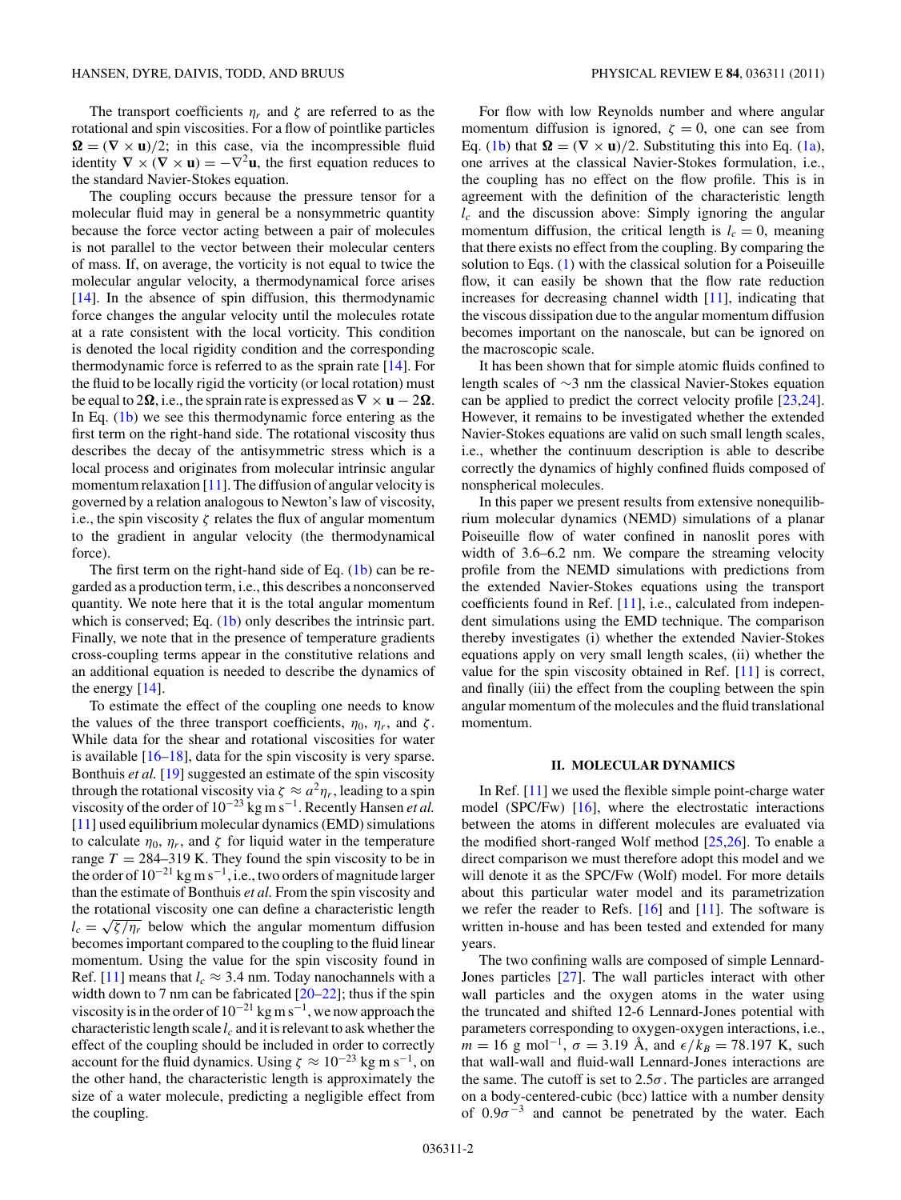The transport coefficients $\eta_r$ and $\zeta$ are referred to as the rotational and spin viscosities. For a flow of pointlike particles $\mathbf{\Omega} = (\nabla \times \mathbf{u})/2$; in this case, via the incompressible fluid identity $\nabla \times (\nabla \times \mathbf{u}) = -\nabla^2 \mathbf{u}$, the first equation reduces to the standard Navier-Stokes equation.

The coupling occurs because the pressure tensor for a molecular fluid may in general be a nonsymmetric quantity because the force vector acting between a pair of molecules is not parallel to the vector between their molecular centers of mass. If, on average, the vorticity is not equal to twice the molecular angular velocity, a thermodynamical force arises [14]. In the absence of spin diffusion, this thermodynamic force changes the angular velocity until the molecules rotate at a rate consistent with the local vorticity. This condition is denoted the local rigidity condition and the corresponding thermodynamic force is referred to as the sprain rate [14]. For the fluid to be locally rigid the vorticity (or local rotation) must be equal to $2\mathbf{\Omega}$, i.e., the sprain rate is expressed as $\nabla \times \mathbf{u} - 2\mathbf{\Omega}$. In Eq. (1b) we see this thermodynamic force entering as the first term on the right-hand side. The rotational viscosity thus describes the decay of the antisymmetric stress which is a local process and originates from molecular intrinsic angular momentum relaxation [11]. The diffusion of angular velocity is governed by a relation analogous to Newton's law of viscosity, i.e., the spin viscosity $\zeta$ relates the flux of angular momentum to the gradient in angular velocity (the thermodynamical force).

The first term on the right-hand side of Eq. (1b) can be regarded as a production term, i.e., this describes a nonconserved quantity. We note here that it is the total angular momentum which is conserved; Eq. (1b) only describes the intrinsic part. Finally, we note that in the presence of temperature gradients cross-coupling terms appear in the constitutive relations and an additional equation is needed to describe the dynamics of the energy [14].

To estimate the effect of the coupling one needs to know the values of the three transport coefficients, $\eta_0$, $\eta_r$, and $\zeta$. While data for the shear and rotational viscosities for water is available [16–18], data for the spin viscosity is very sparse. Bonthuis *et al.* [19] suggested an estimate of the spin viscosity through the rotational viscosity via $\zeta \approx a^2 \eta_r$, leading to a spin viscosity of the order of $10^{-23}$ kg m s$^{-1}$. Recently Hansen *et al.* [11] used equilibrium molecular dynamics (EMD) simulations to calculate $\eta_0$, $\eta_r$, and $\zeta$ for liquid water in the temperature range $T = 284$–$319$ K. They found the spin viscosity to be in the order of $10^{-21}$ kg m s$^{-1}$, i.e., two orders of magnitude larger than the estimate of Bonthuis *et al.* From the spin viscosity and the rotational viscosity one can define a characteristic length $l_c = \sqrt{\zeta/\eta_r}$ below which the angular momentum diffusion becomes important compared to the coupling to the fluid linear momentum. Using the value for the spin viscosity found in Ref. [11] means that $l_c \approx 3.4$ nm. Today nanochannels with a width down to 7 nm can be fabricated [20–22]; thus if the spin viscosity is in the order of $10^{-21}$ kg m s$^{-1}$, we now approach the characteristic length scale $l_c$ and it is relevant to ask whether the effect of the coupling should be included in order to correctly account for the fluid dynamics. Using $\zeta \approx 10^{-23}$ kg m s$^{-1}$, on the other hand, the characteristic length is approximately the size of a water molecule, predicting a negligible effect from the coupling.

For flow with low Reynolds number and where angular momentum diffusion is ignored, $\zeta = 0$, one can see from Eq. (1b) that $\mathbf{\Omega} = (\nabla \times \mathbf{u})/2$. Substituting this into Eq. (1a), one arrives at the classical Navier-Stokes formulation, i.e., the coupling has no effect on the flow profile. This is in agreement with the definition of the characteristic length $l_c$ and the discussion above: Simply ignoring the angular momentum diffusion, the critical length is $l_c = 0$, meaning that there exists no effect from the coupling. By comparing the solution to Eqs. (1) with the classical solution for a Poiseuille flow, it can easily be shown that the flow rate reduction increases for decreasing channel width [11], indicating that the viscous dissipation due to the angular momentum diffusion becomes important on the nanoscale, but can be ignored on the macroscopic scale.

It has been shown that for simple atomic fluids confined to length scales of $\sim$3 nm the classical Navier-Stokes equation can be applied to predict the correct velocity profile [23,24]. However, it remains to be investigated whether the extended Navier-Stokes equations are valid on such small length scales, i.e., whether the continuum description is able to describe correctly the dynamics of highly confined fluids composed of nonspherical molecules.

In this paper we present results from extensive nonequilibrium molecular dynamics (NEMD) simulations of a planar Poiseuille flow of water confined in nanoslit pores with width of 3.6–6.2 nm. We compare the streaming velocity profile from the NEMD simulations with predictions from the extended Navier-Stokes equations using the transport coefficients found in Ref. [11], i.e., calculated from independent simulations using the EMD technique. The comparison thereby investigates (i) whether the extended Navier-Stokes equations apply on very small length scales, (ii) whether the value for the spin viscosity obtained in Ref. [11] is correct, and finally (iii) the effect from the coupling between the spin angular momentum of the molecules and the fluid translational momentum.

## II. MOLECULAR DYNAMICS

In Ref. [11] we used the flexible simple point-charge water model (SPC/Fw) [16], where the electrostatic interactions between the atoms in different molecules are evaluated via the modified short-ranged Wolf method [25,26]. To enable a direct comparison we must therefore adopt this model and we will denote it as the SPC/Fw (Wolf) model. For more details about this particular water model and its parametrization we refer the reader to Refs. [16] and [11]. The software is written in-house and has been tested and extended for many years.

The two confining walls are composed of simple Lennard-Jones particles [27]. The wall particles interact with other wall particles and the oxygen atoms in the water using the truncated and shifted 12-6 Lennard-Jones potential with parameters corresponding to oxygen-oxygen interactions, i.e., $m = 16$ g mol$^{-1}$, $\sigma = 3.19$ Å, and $\epsilon/k_B = 78.197$ K, such that wall-wall and fluid-wall Lennard-Jones interactions are the same. The cutoff is set to $2.5\sigma$. The particles are arranged on a body-centered-cubic (bcc) lattice with a number density of $0.9\sigma^{-3}$ and cannot be penetrated by the water. Each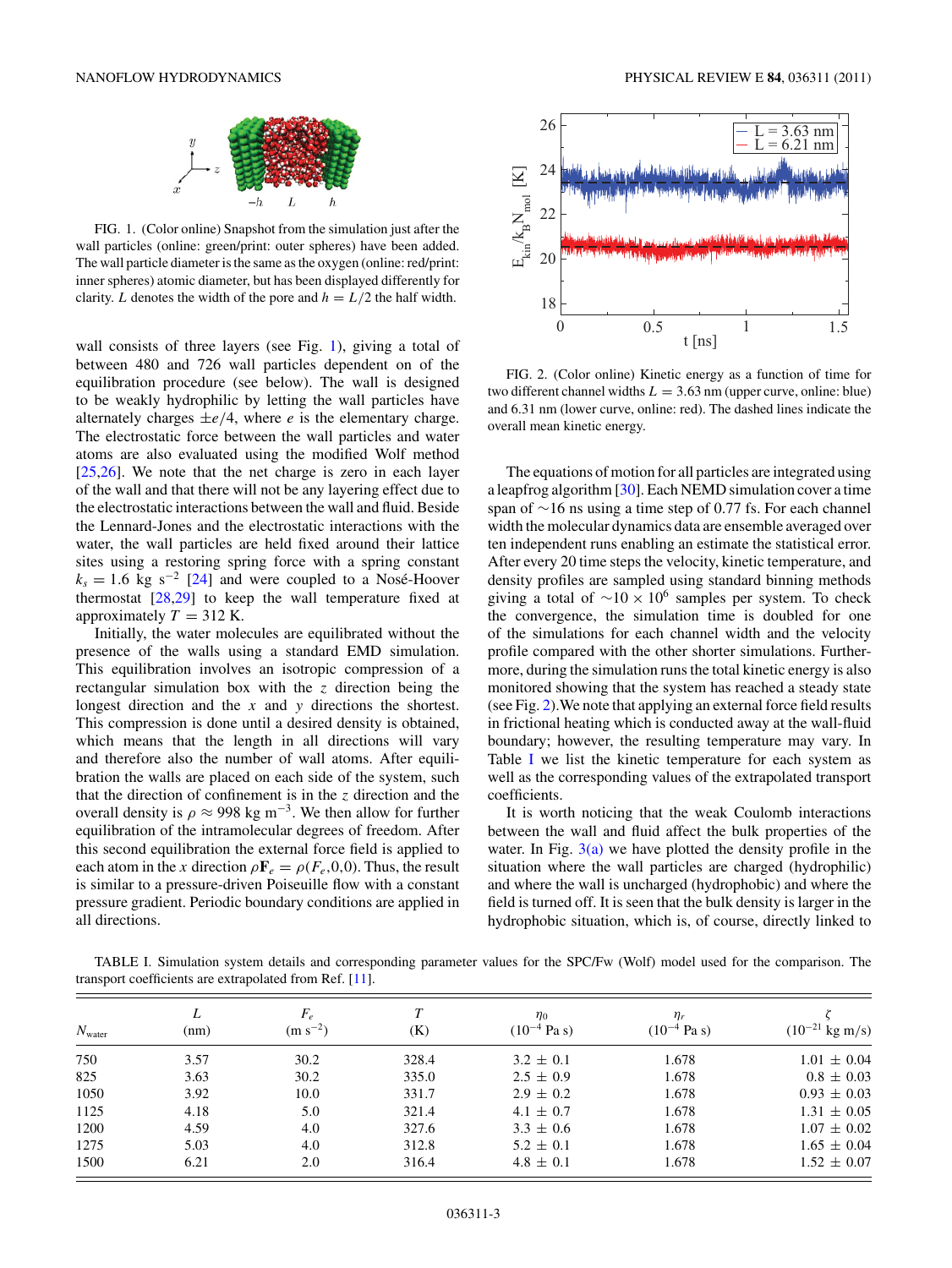FIG. 1. (Color online) Snapshot from the simulation just after the wall particles (online: green/print: outer spheres) have been added. The wall particle diameter is the same as the oxygen (online: red/print: inner spheres) atomic diameter, but has been displayed differently for clarity. $L$ denotes the width of the pore and $h = L/2$ the half width.

wall consists of three layers (see Fig. 1), giving a total of between 480 and 726 wall particles dependent on of the equilibration procedure (see below). The wall is designed to be weakly hydrophilic by letting the wall particles have alternately charges $\pm e/4$, where $e$ is the elementary charge. The electrostatic force between the wall particles and water atoms are also evaluated using the modified Wolf method [25,26]. We note that the net charge is zero in each layer of the wall and that there will not be any layering effect due to the electrostatic interactions between the wall and fluid. Beside the Lennard-Jones and the electrostatic interactions with the water, the wall particles are held fixed around their lattice sites using a restoring spring force with a spring constant $k_s = 1.6$ kg s$^{-2}$ [24] and were coupled to a Nosé-Hoover thermostat [28,29] to keep the wall temperature fixed at approximately $T = 312$ K.

Initially, the water molecules are equilibrated without the presence of the walls using a standard EMD simulation. This equilibration involves an isotropic compression of a rectangular simulation box with the $z$ direction being the longest direction and the $x$ and $y$ directions the shortest. This compression is done until a desired density is obtained, which means that the length in all directions will vary and therefore also the number of wall atoms. After equilibration the walls are placed on each side of the system, such that the direction of confinement is in the $z$ direction and the overall density is $\rho \approx 998$ kg m$^{-3}$. We then allow for further equilibration of the intramolecular degrees of freedom. After this second equilibration the external force field is applied to each atom in the $x$ direction $\rho \mathbf{F}_e = \rho(F_e, 0, 0)$. Thus, the result is similar to a pressure-driven Poiseuille flow with a constant pressure gradient. Periodic boundary conditions are applied in all directions.

FIG. 2. (Color online) Kinetic energy as a function of time for two different channel widths $L = 3.63$ nm (upper curve, online: blue) and 6.31 nm (lower curve, online: red). The dashed lines indicate the overall mean kinetic energy.

The equations of motion for all particles are integrated using a leapfrog algorithm [30]. Each NEMD simulation cover a time span of ∼16 ns using a time step of 0.77 fs. For each channel width the molecular dynamics data are ensemble averaged over ten independent runs enabling an estimate the statistical error. After every 20 time steps the velocity, kinetic temperature, and density profiles are sampled using standard binning methods giving a total of ∼$10 \times 10^6$ samples per system. To check the convergence, the simulation time is doubled for one of the simulations for each channel width and the velocity profile compared with the other shorter simulations. Furthermore, during the simulation runs the total kinetic energy is also monitored showing that the system has reached a steady state (see Fig. 2). We note that applying an external force field results in frictional heating which is conducted away at the wall-fluid boundary; however, the resulting temperature may vary. In Table I we list the kinetic temperature for each system as well as the corresponding values of the extrapolated transport coefficients.

It is worth noticing that the weak Coulomb interactions between the wall and fluid affect the bulk properties of the water. In Fig. 3(a) we have plotted the density profile in the situation where the wall particles are charged (hydrophilic) and where the wall is uncharged (hydrophobic) and where the field is turned off. It is seen that the bulk density is larger in the hydrophobic situation, which is, of course, directly linked to

TABLE I. Simulation system details and corresponding parameter values for the SPC/Fw (Wolf) model used for the comparison. The transport coefficients are extrapolated from Ref. [11].

| $N_{\text{water}}$ | $L$ (nm) | $F_e$ (m s$^{-2}$) | $T$ (K) | $\eta_0$ ($10^{-4}$ Pa s) | $\eta_r$ ($10^{-4}$ Pa s) | $\zeta$ ($10^{-21}$ kg m/s) |
|---|---|---|---|---|---|---|
| 750 | 3.57 | 30.2 | 328.4 | 3.2 ± 0.1 | 1.678 | 1.01 ± 0.04 |
| 825 | 3.63 | 30.2 | 335.0 | 2.5 ± 0.9 | 1.678 | 0.8 ± 0.03 |
| 1050 | 3.92 | 10.0 | 331.7 | 2.9 ± 0.2 | 1.678 | 0.93 ± 0.03 |
| 1125 | 4.18 | 5.0 | 321.4 | 4.1 ± 0.7 | 1.678 | 1.31 ± 0.05 |
| 1200 | 4.59 | 4.0 | 327.6 | 3.3 ± 0.6 | 1.678 | 1.07 ± 0.02 |
| 1275 | 5.03 | 4.0 | 312.8 | 5.2 ± 0.1 | 1.678 | 1.65 ± 0.04 |
| 1500 | 6.21 | 2.0 | 316.4 | 4.8 ± 0.1 | 1.678 | 1.52 ± 0.07 |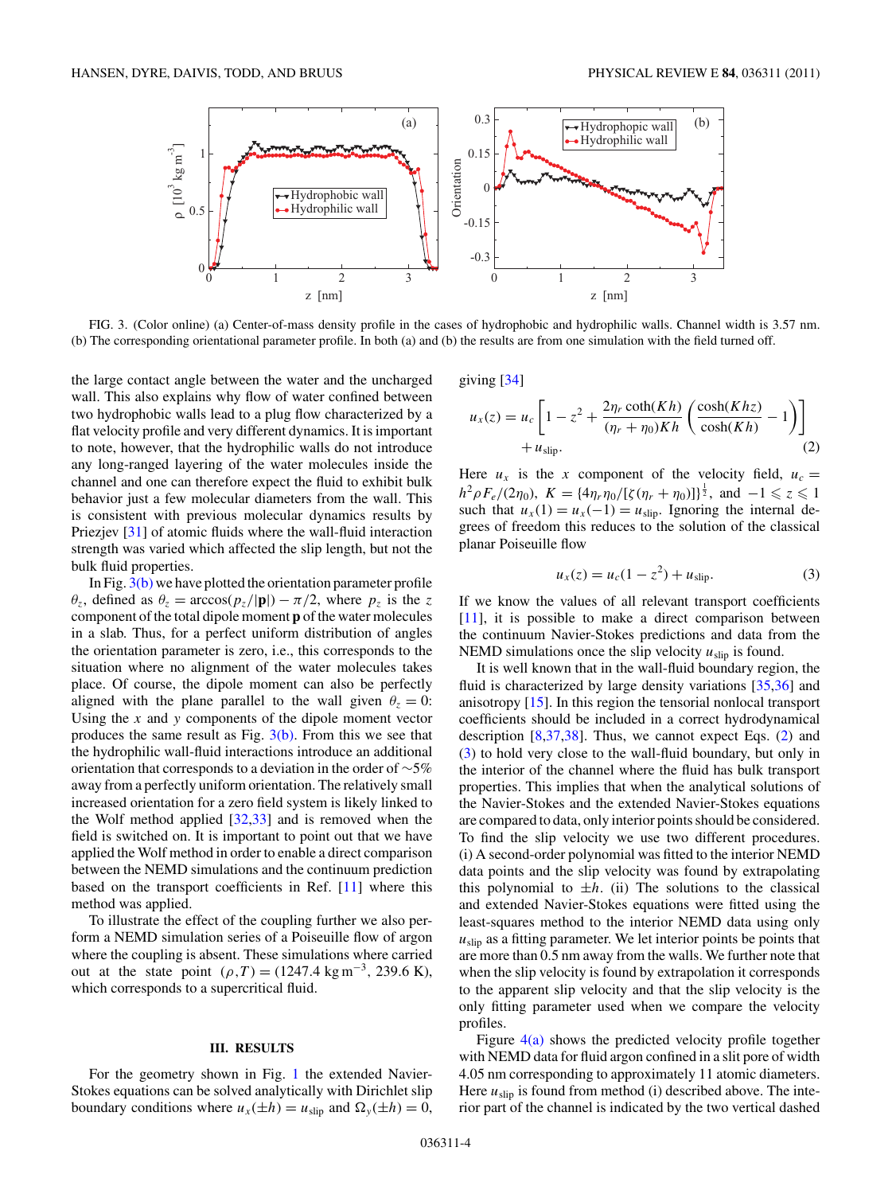FIG. 3. (Color online) (a) Center-of-mass density profile in the cases of hydrophobic and hydrophilic walls. Channel width is 3.57 nm. (b) The corresponding orientational parameter profile. In both (a) and (b) the results are from one simulation with the field turned off.

the large contact angle between the water and the uncharged wall. This also explains why flow of water confined between two hydrophobic walls lead to a plug flow characterized by a flat velocity profile and very different dynamics. It is important to note, however, that the hydrophilic walls do not introduce any long-ranged layering of the water molecules inside the channel and one can therefore expect the fluid to exhibit bulk behavior just a few molecular diameters from the wall. This is consistent with previous molecular dynamics results by Priezjev [31] of atomic fluids where the wall-fluid interaction strength was varied which affected the slip length, but not the bulk fluid properties.

In Fig. 3(b) we have plotted the orientation parameter profile $\theta_z$, defined as $\theta_z = \arccos(p_z/|\mathbf{p}|) - \pi/2$, where $p_z$ is the $z$ component of the total dipole moment $\mathbf{p}$ of the water molecules in a slab. Thus, for a perfect uniform distribution of angles the orientation parameter is zero, i.e., this corresponds to the situation where no alignment of the water molecules takes place. Of course, the dipole moment can also be perfectly aligned with the plane parallel to the wall given $\theta_z = 0$: Using the $x$ and $y$ components of the dipole moment vector produces the same result as Fig. 3(b). From this we see that the hydrophilic wall-fluid interactions introduce an additional orientation that corresponds to a deviation in the order of ~5% away from a perfectly uniform orientation. The relatively small increased orientation for a zero field system is likely linked to the Wolf method applied [32,33] and is removed when the field is switched on. It is important to point out that we have applied the Wolf method in order to enable a direct comparison between the NEMD simulations and the continuum prediction based on the transport coefficients in Ref. [11] where this method was applied.

To illustrate the effect of the coupling further we also perform a NEMD simulation series of a Poiseuille flow of argon where the coupling is absent. These simulations where carried out at the state point $(\rho,T) = (1247.4\ \text{kg m}^{-3}, 239.6\ \text{K})$, which corresponds to a supercritical fluid.

## III. RESULTS

For the geometry shown in Fig. 1 the extended Navier-Stokes equations can be solved analytically with Dirichlet slip boundary conditions where $u_x(\pm h) = u_{\text{slip}}$ and $\Omega_y(\pm h) = 0$, giving [34]

$$u_x(z) = u_c\left[1 - z^2 + \frac{2\eta_r \coth(Kh)}{(\eta_r + \eta_0)Kh}\left(\frac{\cosh(Khz)}{\cosh(Kh)} - 1\right)\right] + u_{\text{slip}}. \tag{2}$$

Here $u_x$ is the $x$ component of the velocity field, $u_c = h^2\rho F_e/(2\eta_0)$, $K = \{4\eta_r\eta_0/[\zeta(\eta_r+\eta_0)]\}^{\frac{1}{2}}$, and $-1 \leqslant z \leqslant 1$ such that $u_x(1) = u_x(-1) = u_{\text{slip}}$. Ignoring the internal degrees of freedom this reduces to the solution of the classical planar Poiseuille flow

$$u_x(z) = u_c(1 - z^2) + u_{\text{slip}}. \tag{3}$$

If we know the values of all relevant transport coefficients [11], it is possible to make a direct comparison between the continuum Navier-Stokes predictions and data from the NEMD simulations once the slip velocity $u_{\text{slip}}$ is found.

It is well known that in the wall-fluid boundary region, the fluid is characterized by large density variations [35,36] and anisotropy [15]. In this region the tensorial nonlocal transport coefficients should be included in a correct hydrodynamical description [8,37,38]. Thus, we cannot expect Eqs. (2) and (3) to hold very close to the wall-fluid boundary, but only in the interior of the channel where the fluid has bulk transport properties. This implies that when the analytical solutions of the Navier-Stokes and the extended Navier-Stokes equations are compared to data, only interior points should be considered. To find the slip velocity we use two different procedures. (i) A second-order polynomial was fitted to the interior NEMD data points and the slip velocity was found by extrapolating this polynomial to $\pm h$. (ii) The solutions to the classical and extended Navier-Stokes equations were fitted using the least-squares method to the interior NEMD data using only $u_{\text{slip}}$ as a fitting parameter. We let interior points be points that are more than 0.5 nm away from the walls. We further note that when the slip velocity is found by extrapolation it corresponds to the apparent slip velocity and that the slip velocity is the only fitting parameter used when we compare the velocity profiles.

Figure 4(a) shows the predicted velocity profile together with NEMD data for fluid argon confined in a slit pore of width 4.05 nm corresponding to approximately 11 atomic diameters. Here $u_{\text{slip}}$ is found from method (i) described above. The interior part of the channel is indicated by the two vertical dashed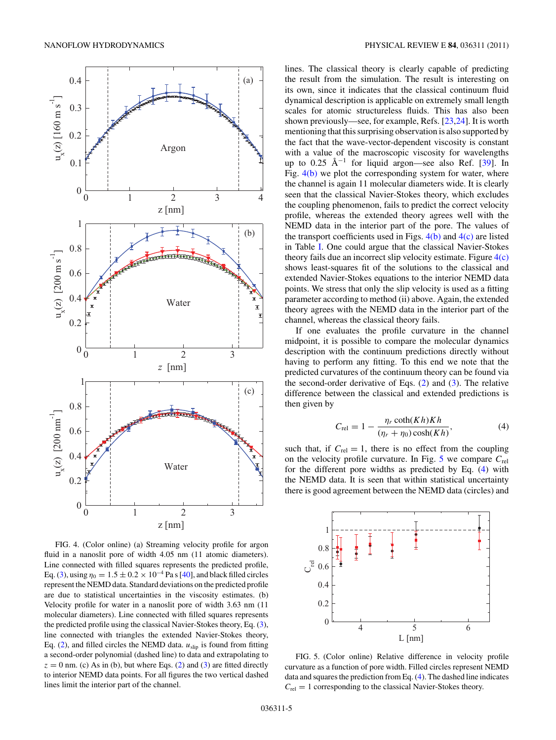FIG. 4. (Color online) (a) Streaming velocity profile for argon fluid in a nanoslit pore of width 4.05 nm (11 atomic diameters). Line connected with filled squares represents the predicted profile, Eq. (3), using $\eta_0 = 1.5 \pm 0.2 \times 10^{-4}$ Pa s [40], and black filled circles represent the NEMD data. Standard deviations on the predicted profile are due to statistical uncertainties in the viscosity estimates. (b) Velocity profile for water in a nanoslit pore of width 3.63 nm (11 molecular diameters). Line connected with filled squares represents the predicted profile using the classical Navier-Stokes theory, Eq. (3), line connected with triangles the extended Navier-Stokes theory, Eq. (2), and filled circles the NEMD data. $u_{\rm slip}$ is found from fitting a second-order polynomial (dashed line) to data and extrapolating to $z = 0$ nm. (c) As in (b), but where Eqs. (2) and (3) are fitted directly to interior NEMD data points. For all figures the two vertical dashed lines limit the interior part of the channel.

lines. The classical theory is clearly capable of predicting the result from the simulation. The result is interesting on its own, since it indicates that the classical continuum fluid dynamical description is applicable on extremely small length scales for atomic structureless fluids. This has also been shown previously—see, for example, Refs. [23,24]. It is worth mentioning that this surprising observation is also supported by the fact that the wave-vector-dependent viscosity is constant with a value of the macroscopic viscosity for wavelengths up to 0.25 Å$^{-1}$ for liquid argon—see also Ref. [39]. In Fig. 4(b) we plot the corresponding system for water, where the channel is again 11 molecular diameters wide. It is clearly seen that the classical Navier-Stokes theory, which excludes the coupling phenomenon, fails to predict the correct velocity profile, whereas the extended theory agrees well with the NEMD data in the interior part of the pore. The values of the transport coefficients used in Figs. 4(b) and 4(c) are listed in Table I. One could argue that the classical Navier-Stokes theory fails due an incorrect slip velocity estimate. Figure 4(c) shows least-squares fit of the solutions to the classical and extended Navier-Stokes equations to the interior NEMD data points. We stress that only the slip velocity is used as a fitting parameter according to method (ii) above. Again, the extended theory agrees with the NEMD data in the interior part of the channel, whereas the classical theory fails.

If one evaluates the profile curvature in the channel midpoint, it is possible to compare the molecular dynamics description with the continuum predictions directly without having to perform any fitting. To this end we note that the predicted curvatures of the continuum theory can be found via the second-order derivative of Eqs. (2) and (3). The relative difference between the classical and extended predictions is then given by

$$C_{\rm rel} = 1 - \frac{\eta_r \coth(Kh)Kh}{(\eta_r + \eta_0)\cosh(Kh)}, \tag{4}$$

such that, if $C_{\rm rel} = 1$, there is no effect from the coupling on the velocity profile curvature. In Fig. 5 we compare $C_{\rm rel}$ for the different pore widths as predicted by Eq. (4) with the NEMD data. It is seen that within statistical uncertainty there is good agreement between the NEMD data (circles) and

FIG. 5. (Color online) Relative difference in velocity profile curvature as a function of pore width. Filled circles represent NEMD data and squares the prediction from Eq. (4). The dashed line indicates $C_{\rm rel} = 1$ corresponding to the classical Navier-Stokes theory.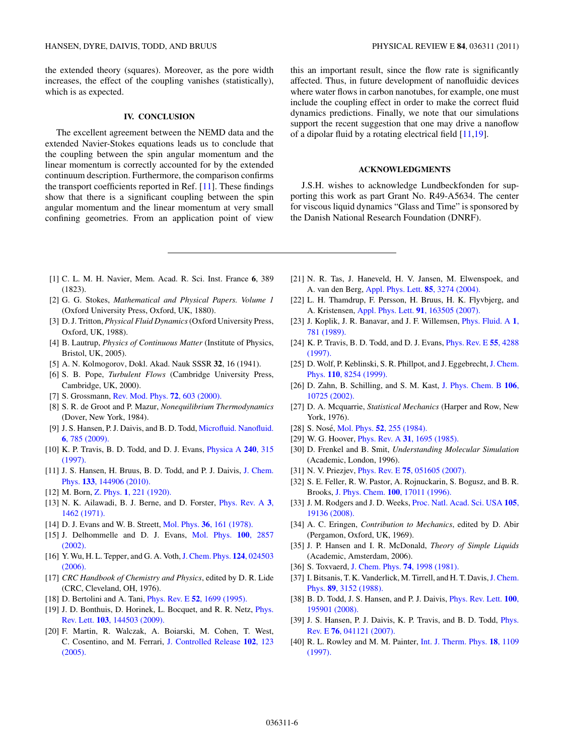the extended theory (squares). Moreover, as the pore width increases, the effect of the coupling vanishes (statistically), which is as expected.

## IV. CONCLUSION

The excellent agreement between the NEMD data and the extended Navier-Stokes equations leads us to conclude that the coupling between the spin angular momentum and the linear momentum is correctly accounted for by the extended continuum description. Furthermore, the comparison confirms the transport coefficients reported in Ref. [11]. These findings show that there is a significant coupling between the spin angular momentum and the linear momentum at very small confining geometries. From an application point of view this an important result, since the flow rate is significantly affected. Thus, in future development of nanofluidic devices where water flows in carbon nanotubes, for example, one must include the coupling effect in order to make the correct fluid dynamics predictions. Finally, we note that our simulations support the recent suggestion that one may drive a nanoflow of a dipolar fluid by a rotating electrical field [11,19].

## ACKNOWLEDGMENTS

J.S.H. wishes to acknowledge Lundbeckfonden for supporting this work as part Grant No. R49-A5634. The center for viscous liquid dynamics "Glass and Time" is sponsored by the Danish National Research Foundation (DNRF).

---

[1] C. L. M. H. Navier, Mem. Acad. R. Sci. Inst. France **6**, 389 (1823).

[2] G. G. Stokes, *Mathematical and Physical Papers. Volume 1* (Oxford University Press, Oxford, UK, 1880).

[3] D. J. Tritton, *Physical Fluid Dynamics* (Oxford University Press, Oxford, UK, 1988).

[4] B. Lautrup, *Physics of Continuous Matter* (Institute of Physics, Bristol, UK, 2005).

[5] A. N. Kolmogorov, Dokl. Akad. Nauk SSSR **32**, 16 (1941).

[6] S. B. Pope, *Turbulent Flows* (Cambridge University Press, Cambridge, UK, 2000).

[7] S. Grossmann, Rev. Mod. Phys. **72**, 603 (2000).

[8] S. R. de Groot and P. Mazur, *Nonequilibrium Thermodynamics* (Dover, New York, 1984).

[9] J. S. Hansen, P. J. Daivis, and B. D. Todd, Microfluid. Nanofluid. **6**, 785 (2009).

[10] K. P. Travis, B. D. Todd, and D. J. Evans, Physica A **240**, 315 (1997).

[11] J. S. Hansen, H. Bruus, B. D. Todd, and P. J. Daivis, J. Chem. Phys. **133**, 144906 (2010).

[12] M. Born, Z. Phys. **1**, 221 (1920).

[13] N. K. Ailawadi, B. J. Berne, and D. Forster, Phys. Rev. A **3**, 1462 (1971).

[14] D. J. Evans and W. B. Streett, Mol. Phys. **36**, 161 (1978).

[15] J. Delhommelle and D. J. Evans, Mol. Phys. **100**, 2857 (2002).

[16] Y. Wu, H. L. Tepper, and G. A. Voth, J. Chem. Phys. **124**, 024503 (2006).

[17] *CRC Handbook of Chemistry and Physics*, edited by D. R. Lide (CRC, Cleveland, OH, 1976).

[18] D. Bertolini and A. Tani, Phys. Rev. E **52**, 1699 (1995).

[19] J. D. Bonthuis, D. Horinek, L. Bocquet, and R. R. Netz, Phys. Rev. Lett. **103**, 144503 (2009).

[20] F. Martin, R. Walczak, A. Boiarski, M. Cohen, T. West, C. Cosentino, and M. Ferrari, J. Controlled Release **102**, 123 (2005).

[21] N. R. Tas, J. Haneveld, H. V. Jansen, M. Elwenspoek, and A. van den Berg, Appl. Phys. Lett. **85**, 3274 (2004).

[22] L. H. Thamdrup, F. Persson, H. Bruus, H. K. Flyvbjerg, and A. Kristensen, Appl. Phys. Lett. **91**, 163505 (2007).

[23] J. Koplik, J. R. Banavar, and J. F. Willemsen, Phys. Fluid. A **1**, 781 (1989).

[24] K. P. Travis, B. D. Todd, and D. J. Evans, Phys. Rev. E **55**, 4288 (1997).

[25] D. Wolf, P. Keblinski, S. R. Phillpot, and J. Eggebrecht, J. Chem. Phys. **110**, 8254 (1999).

[26] D. Zahn, B. Schilling, and S. M. Kast, J. Phys. Chem. B **106**, 10725 (2002).

[27] D. A. Mcquarrie, *Statistical Mechanics* (Harper and Row, New York, 1976).

[28] S. Nosé, Mol. Phys. **52**, 255 (1984).

[29] W. G. Hoover, Phys. Rev. A **31**, 1695 (1985).

[30] D. Frenkel and B. Smit, *Understanding Molecular Simulation* (Academic, London, 1996).

[31] N. V. Priezjev, Phys. Rev. E **75**, 051605 (2007).

[32] S. E. Feller, R. W. Pastor, A. Rojnuckarin, S. Bogusz, and B. R. Brooks, J. Phys. Chem. **100**, 17011 (1996).

[33] J. M. Rodgers and J. D. Weeks, Proc. Natl. Acad. Sci. USA **105**, 19136 (2008).

[34] A. C. Eringen, *Contribution to Mechanics*, edited by D. Abir (Pergamon, Oxford, UK, 1969).

[35] J. P. Hansen and I. R. McDonald, *Theory of Simple Liquids* (Academic, Amsterdam, 2006).

[36] S. Toxvaerd, J. Chem. Phys. **74**, 1998 (1981).

[37] I. Bitsanis, T. K. Vanderlick, M. Tirrell, and H. T. Davis, J. Chem. Phys. **89**, 3152 (1988).

[38] B. D. Todd, J. S. Hansen, and P. J. Daivis, Phys. Rev. Lett. **100**, 195901 (2008).

[39] J. S. Hansen, P. J. Daivis, K. P. Travis, and B. D. Todd, Phys. Rev. E **76**, 041121 (2007).

[40] R. L. Rowley and M. M. Painter, Int. J. Therm. Phys. **18**, 1109 (1997).